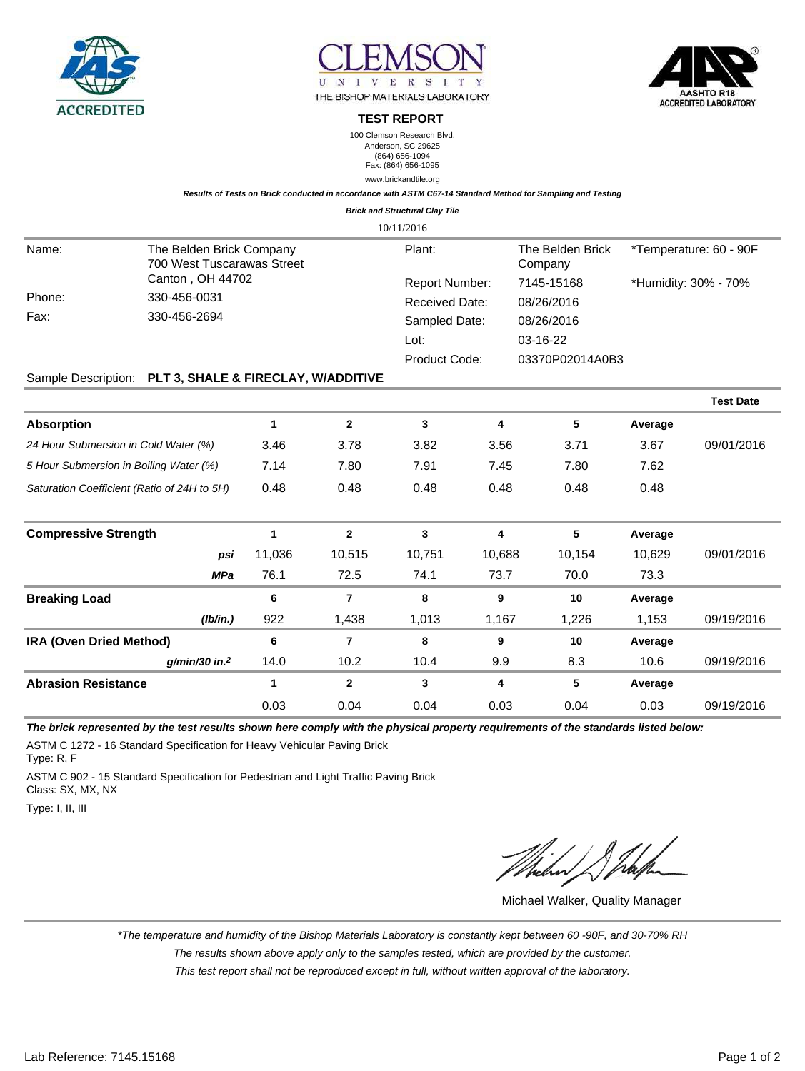CLEMSON UNIVERSITY
THE BISHOP MATERIALS LABORATORY

# TEST REPORT

100 Clemson Research Blvd.
Anderson, SC 29625
(864) 656-1094
Fax: (864) 656-1095

www.brickandtile.org

***Results of Tests on Brick conducted in accordance with ASTM C67-14 Standard Method for Sampling and Testing Brick and Structural Clay Tile***

10/11/2016

| | | | | |
|---|---|---|---|---|
| Name: | The Belden Brick Company<br>700 West Tuscarawas Street<br>Canton , OH 44702 | Plant: | The Belden Brick Company | *Temperature: 60 - 90F |
| | | Report Number: | 7145-15168 | *Humidity: 30% - 70% |
| Phone: | 330-456-0031 | Received Date: | 08/26/2016 | |
| Fax: | 330-456-2694 | Sampled Date: | 08/26/2016 | |
| | | Lot: | 03-16-22 | |
| | | Product Code: | 03370P02014A0B3 | |

Sample Description: **PLT 3, SHALE & FIRECLAY, W/ADDITIVE**

| | | | | | | | Test Date |
|---|---|---|---|---|---|---|---|
| **Absorption** | **1** | **2** | **3** | **4** | **5** | **Average** | |
| *24 Hour Submersion in Cold Water (%)* | 3.46 | 3.78 | 3.82 | 3.56 | 3.71 | 3.67 | 09/01/2016 |
| *5 Hour Submersion in Boiling Water (%)* | 7.14 | 7.80 | 7.91 | 7.45 | 7.80 | 7.62 | |
| *Saturation Coefficient (Ratio of 24H to 5H)* | 0.48 | 0.48 | 0.48 | 0.48 | 0.48 | 0.48 | |
| **Compressive Strength** | **1** | **2** | **3** | **4** | **5** | **Average** | |
| ***psi*** | 11,036 | 10,515 | 10,751 | 10,688 | 10,154 | 10,629 | 09/01/2016 |
| ***MPa*** | 76.1 | 72.5 | 74.1 | 73.7 | 70.0 | 73.3 | |
| **Breaking Load** | **6** | **7** | **8** | **9** | **10** | **Average** | |
| ***(lb/in.)*** | 922 | 1,438 | 1,013 | 1,167 | 1,226 | 1,153 | 09/19/2016 |
| **IRA (Oven Dried Method)** | **6** | **7** | **8** | **9** | **10** | **Average** | |
| ***g/min/30 in.²*** | 14.0 | 10.2 | 10.4 | 9.9 | 8.3 | 10.6 | 09/19/2016 |
| **Abrasion Resistance** | **1** | **2** | **3** | **4** | **5** | **Average** | |
| | 0.03 | 0.04 | 0.04 | 0.03 | 0.04 | 0.03 | 09/19/2016 |

***The brick represented by the test results shown here comply with the physical property requirements of the standards listed below:***

ASTM C 1272 - 16 Standard Specification for Heavy Vehicular Paving Brick
Type: R, F

ASTM C 902 - 15 Standard Specification for Pedestrian and Light Traffic Paving Brick
Class: SX, MX, NX

Type: I, II, III

Michael Walker, Quality Manager

*\*The temperature and humidity of the Bishop Materials Laboratory is constantly kept between 60 -90F, and 30-70% RH*

*The results shown above apply only to the samples tested, which are provided by the customer.*

*This test report shall not be reproduced except in full, without written approval of the laboratory.*

Lab Reference: 7145.15168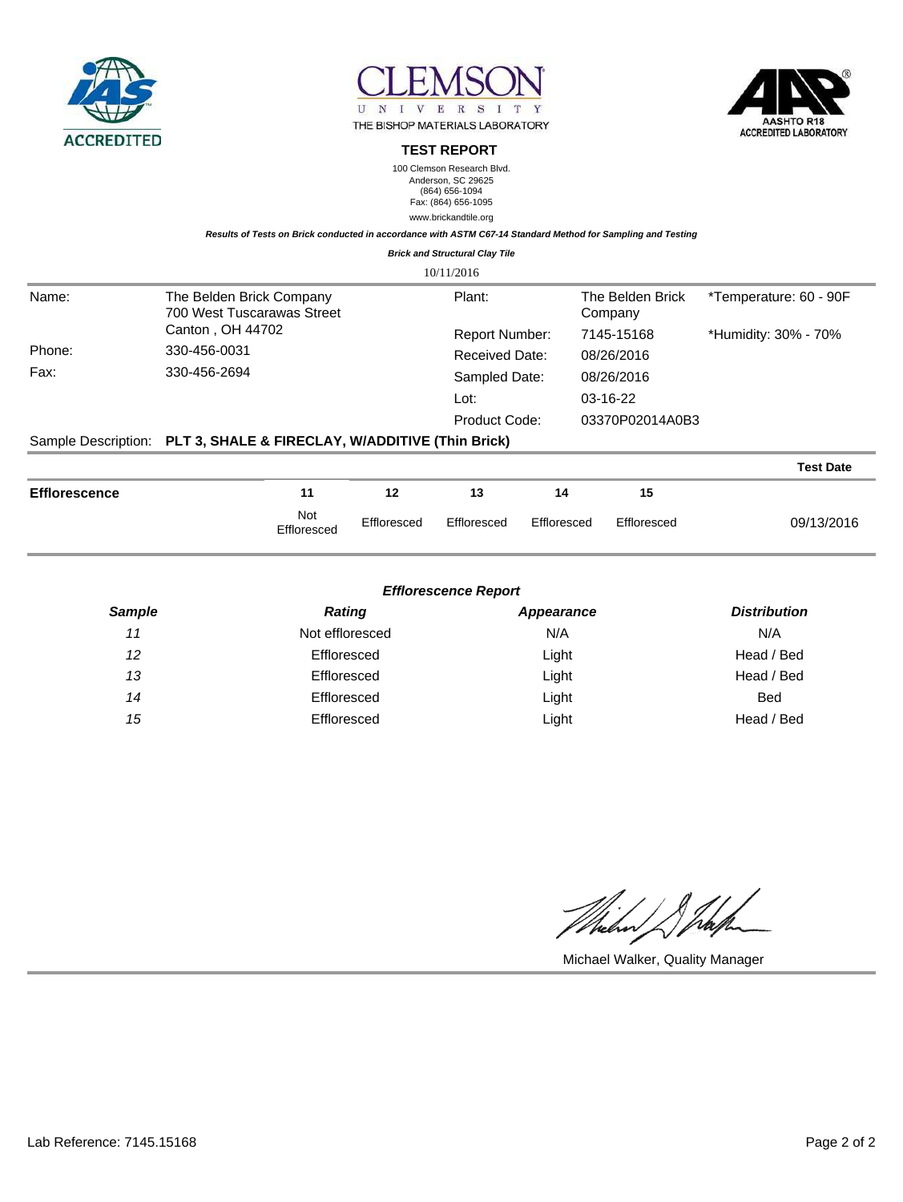CLEMSON UNIVERSITY
THE BISHOP MATERIALS LABORATORY

ACCREDITED

AASHTO R18 ACCREDITED LABORATORY

## TEST REPORT

100 Clemson Research Blvd.
Anderson, SC 29625
(864) 656-1094
Fax: (864) 656-1095
www.brickandtile.org

***Results of Tests on Brick conducted in accordance with ASTM C67-14 Standard Method for Sampling and Testing Brick and Structural Clay Tile***

10/11/2016

| | | | | |
|---|---|---|---|---|
| Name: | The Belden Brick Company 700 West Tuscarawas Street Canton , OH 44702 | Plant: | The Belden Brick Company | *Temperature: 60 - 90F |
| | | Report Number: | 7145-15168 | *Humidity: 30% - 70% |
| Phone: | 330-456-0031 | Received Date: | 08/26/2016 | |
| Fax: | 330-456-2694 | Sampled Date: | 08/26/2016 | |
| | | Lot: | 03-16-22 | |
| | | Product Code: | 03370P02014A0B3 | |

Sample Description: **PLT 3, SHALE & FIRECLAY, W/ADDITIVE (Thin Brick)**

| | 11 | 12 | 13 | 14 | 15 | Test Date |
|---|---|---|---|---|---|---|
| **Efflorescence** | Not Effloresced | Effloresced | Effloresced | Effloresced | Effloresced | 09/13/2016 |

***Efflorescence Report***

| *Sample* | *Rating* | *Appearance* | *Distribution* |
|---|---|---|---|
| *11* | Not effloresced | N/A | N/A |
| *12* | Effloresced | Light | Head / Bed |
| *13* | Effloresced | Light | Head / Bed |
| *14* | Effloresced | Light | Bed |
| *15* | Effloresced | Light | Head / Bed |

Michael Walker, Quality Manager

Lab Reference: 7145.15168